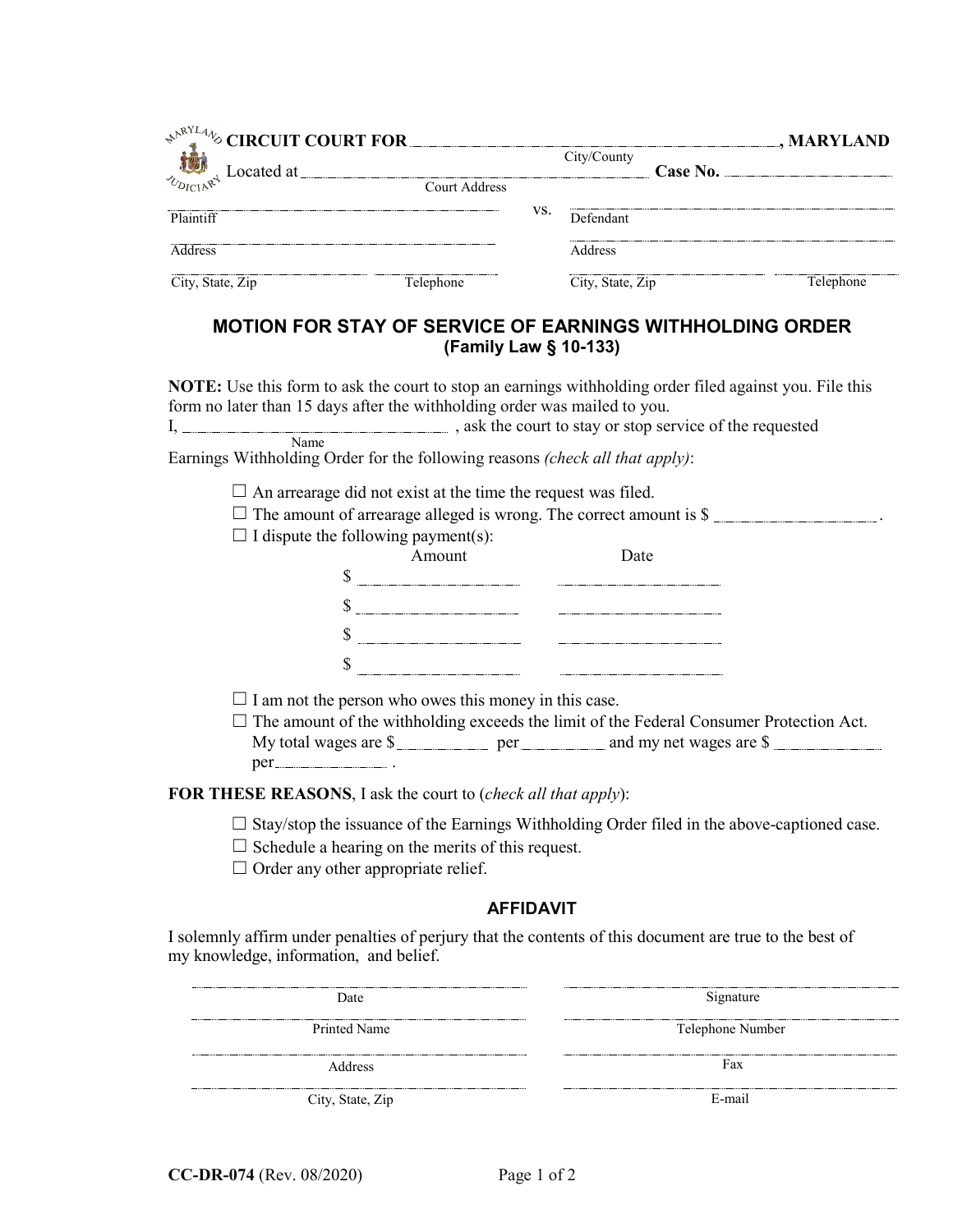**CIRCUIT COURT FOR** ______________________ **, MARYLAND**
City/County

Located at ______________________ **Case No.** ______________
Court Address

| | | |
|---|---|---|
| ______________________ | vs. | ______________________ |
| Plaintiff | | Defendant |
| ______________________ | | ______________________ |
| Address | | Address |
| ______________ ______________ | | ______________ ______________ |
| City, State, Zip Telephone | | City, State, Zip Telephone |

## MOTION FOR STAY OF SERVICE OF EARNINGS WITHHOLDING ORDER
**(Family Law § 10-133)**

**NOTE:** Use this form to ask the court to stop an earnings withholding order filed against you. File this form no later than 15 days after the withholding order was mailed to you.

I, ______________________ (Name), ask the court to stay or stop service of the requested Earnings Withholding Order for the following reasons *(check all that apply)*:

- ☐ An arrearage did not exist at the time the request was filed.
- ☐ The amount of arrearage alleged is wrong. The correct amount is $ ______________ .
- ☐ I dispute the following payment(s):

| Amount | Date |
|---|---|
| $ ______________ | ______________ |
| $ ______________ | ______________ |
| $ ______________ | ______________ |
| $ ______________ | ______________ |

- ☐ I am not the person who owes this money in this case.
- ☐ The amount of the withholding exceeds the limit of the Federal Consumer Protection Act. My total wages are $ __________ per __________ and my net wages are $ __________ per __________ .

**FOR THESE REASONS**, I ask the court to (*check all that apply*):

- ☐ Stay/stop the issuance of the Earnings Withholding Order filed in the above-captioned case.
- ☐ Schedule a hearing on the merits of this request.
- ☐ Order any other appropriate relief.

### AFFIDAVIT

I solemnly affirm under penalties of perjury that the contents of this document are true to the best of my knowledge, information, and belief.

| | |
|---|---|
| ______________________ | ______________________ |
| Date | Signature |
| ______________________ | ______________________ |
| Printed Name | Telephone Number |
| ______________________ | ______________________ |
| Address | Fax |
| ______________________ | ______________________ |
| City, State, Zip | E-mail |

**CC-DR-074** (Rev. 08/2020)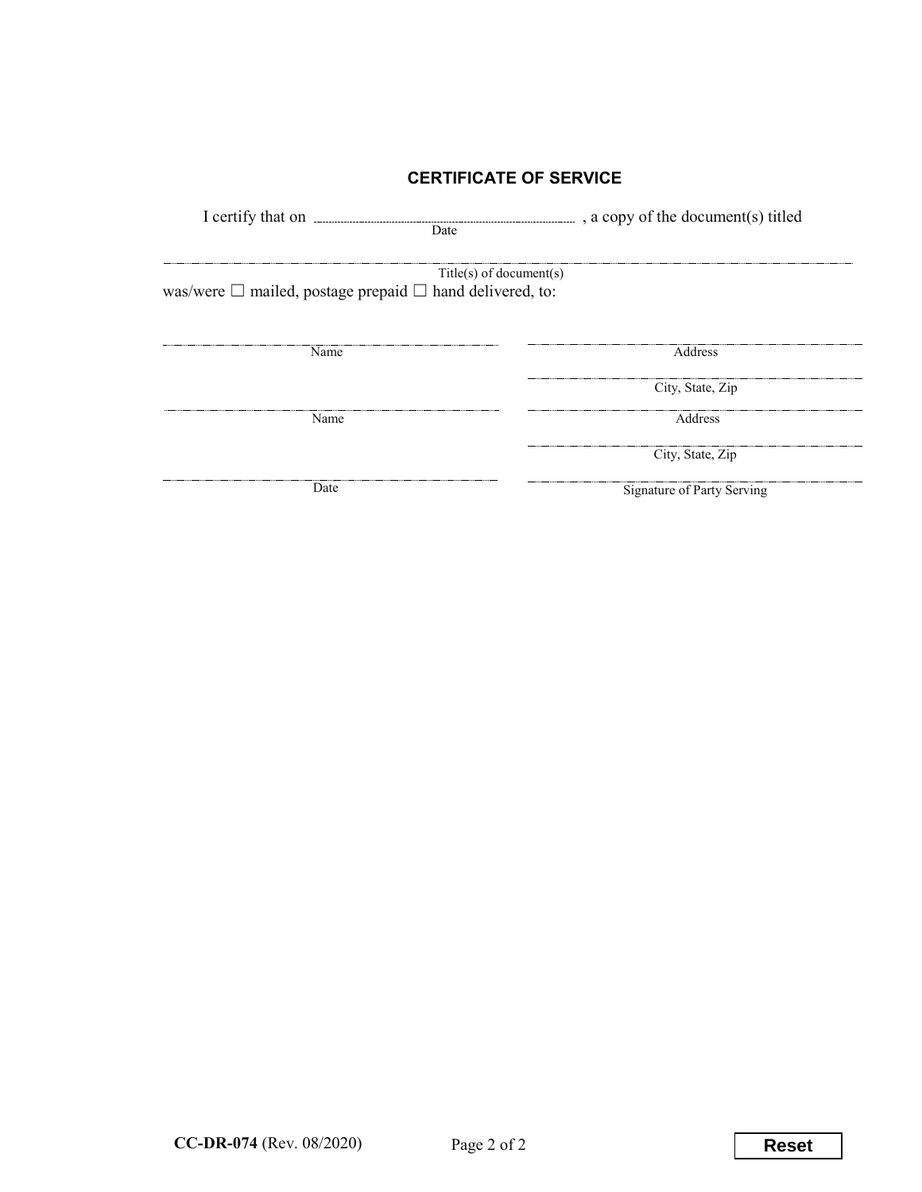## CERTIFICATE OF SERVICE

I certify that on ______________________ , a copy of the document(s) titled
Date

______________________________________________________________
Title(s) of document(s)

was/were ☐ mailed, postage prepaid ☐ hand delivered, to:

| | |
|---|---|
| ______________________ | ______________________ |
| Name | Address |
| | ______________________ |
| | City, State, Zip |
| ______________________ | ______________________ |
| Name | Address |
| | ______________________ |
| | City, State, Zip |
| ______________________ | ______________________ |
| Date | Signature of Party Serving |

**CC-DR-074** (Rev. 08/2020)

Reset